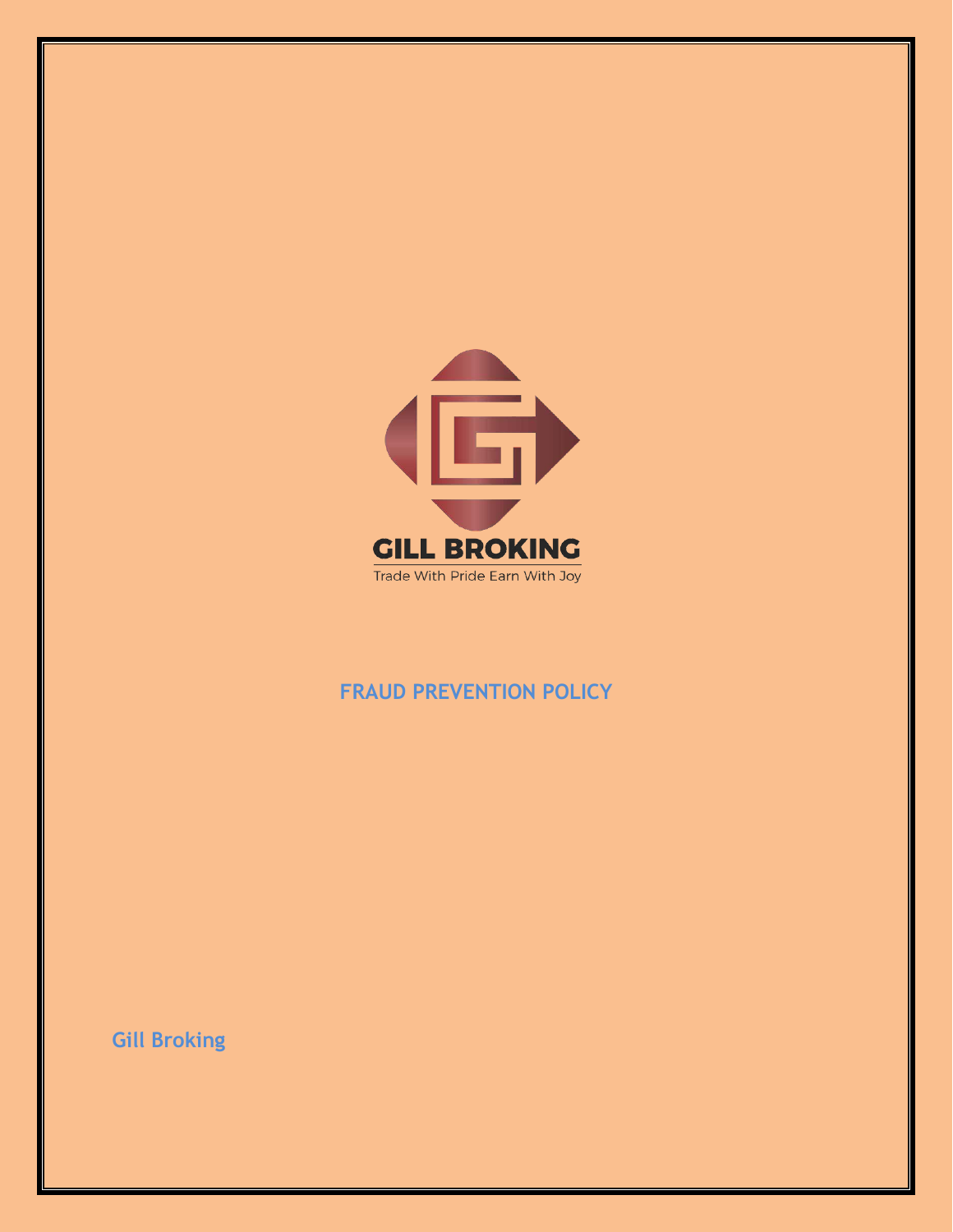GILL BROKING

Trade With Pride Earn With Joy

# FRAUD PREVENTION POLICY

**Gill Broking**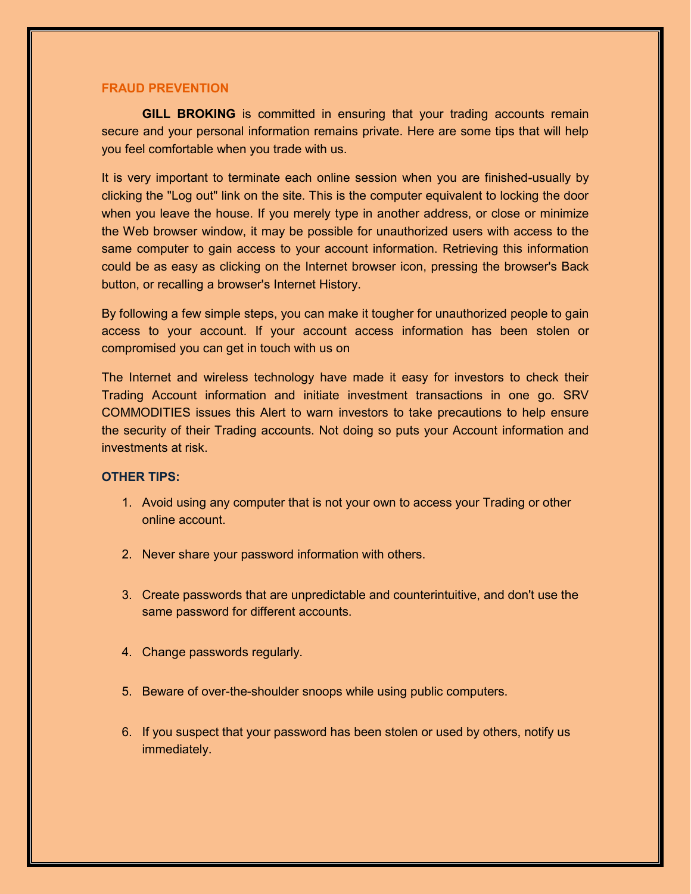## FRAUD PREVENTION

**GILL BROKING** is committed in ensuring that your trading accounts remain secure and your personal information remains private. Here are some tips that will help you feel comfortable when you trade with us.

It is very important to terminate each online session when you are finished-usually by clicking the "Log out" link on the site. This is the computer equivalent to locking the door when you leave the house. If you merely type in another address, or close or minimize the Web browser window, it may be possible for unauthorized users with access to the same computer to gain access to your account information. Retrieving this information could be as easy as clicking on the Internet browser icon, pressing the browser's Back button, or recalling a browser's Internet History.

By following a few simple steps, you can make it tougher for unauthorized people to gain access to your account. If your account access information has been stolen or compromised you can get in touch with us on

The Internet and wireless technology have made it easy for investors to check their Trading Account information and initiate investment transactions in one go. SRV COMMODITIES issues this Alert to warn investors to take precautions to help ensure the security of their Trading accounts. Not doing so puts your Account information and investments at risk.

### OTHER TIPS:

1. Avoid using any computer that is not your own to access your Trading or other online account.
2. Never share your password information with others.
3. Create passwords that are unpredictable and counterintuitive, and don't use the same password for different accounts.
4. Change passwords regularly.
5. Beware of over-the-shoulder snoops while using public computers.
6. If you suspect that your password has been stolen or used by others, notify us immediately.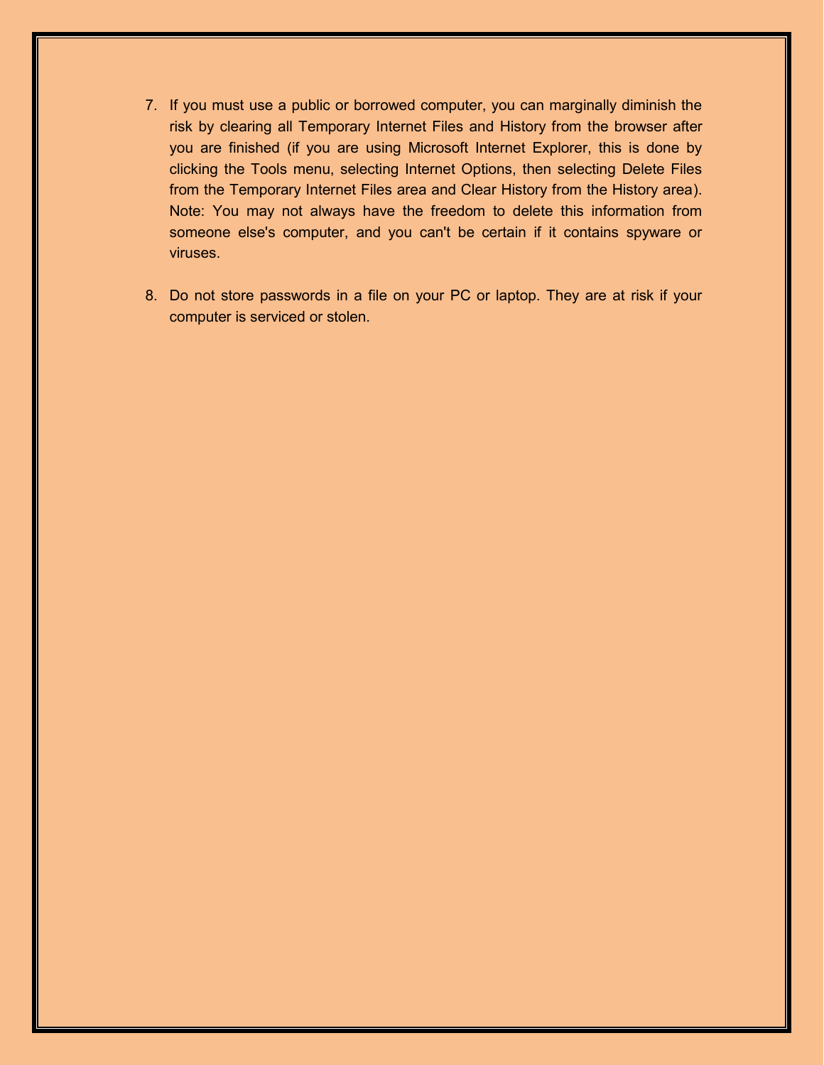7. If you must use a public or borrowed computer, you can marginally diminish the risk by clearing all Temporary Internet Files and History from the browser after you are finished (if you are using Microsoft Internet Explorer, this is done by clicking the Tools menu, selecting Internet Options, then selecting Delete Files from the Temporary Internet Files area and Clear History from the History area). Note: You may not always have the freedom to delete this information from someone else's computer, and you can't be certain if it contains spyware or viruses.

8. Do not store passwords in a file on your PC or laptop. They are at risk if your computer is serviced or stolen.